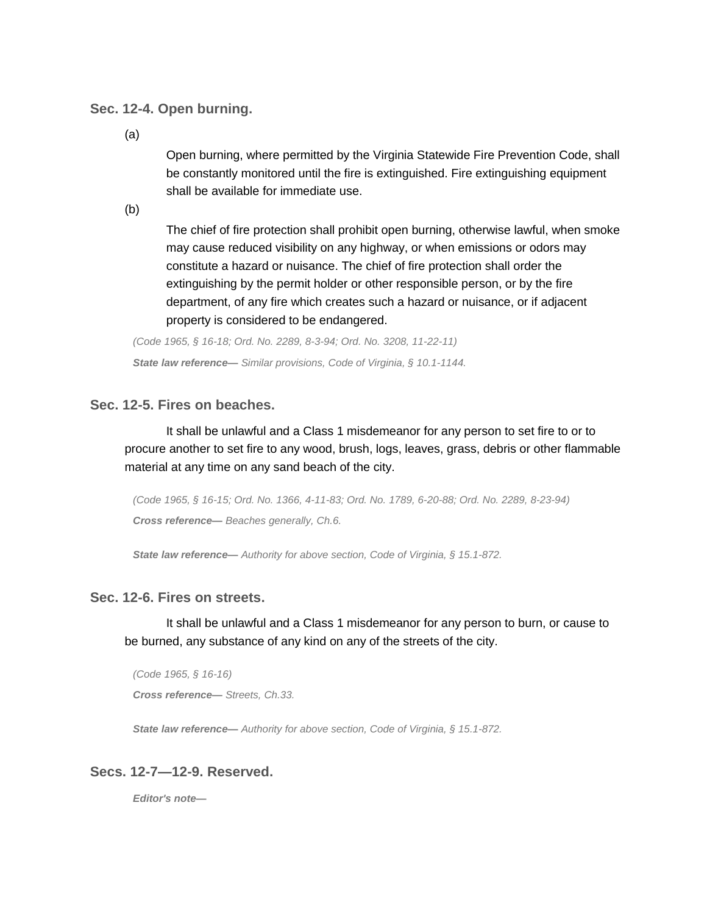### Sec. 12-4. Open burning.

(a)

Open burning, where permitted by the Virginia Statewide Fire Prevention Code, shall be constantly monitored until the fire is extinguished. Fire extinguishing equipment shall be available for immediate use.

(b)

The chief of fire protection shall prohibit open burning, otherwise lawful, when smoke may cause reduced visibility on any highway, or when emissions or odors may constitute a hazard or nuisance. The chief of fire protection shall order the extinguishing by the permit holder or other responsible person, or by the fire department, of any fire which creates such a hazard or nuisance, or if adjacent property is considered to be endangered.

*(Code 1965, § 16-18; Ord. No. 2289, 8-3-94; Ord. No. 3208, 11-22-11)*

***State law reference—*** *Similar provisions, Code of Virginia, § 10.1-1144.*

### Sec. 12-5. Fires on beaches.

It shall be unlawful and a Class 1 misdemeanor for any person to set fire to or to procure another to set fire to any wood, brush, logs, leaves, grass, debris or other flammable material at any time on any sand beach of the city.

*(Code 1965, § 16-15; Ord. No. 1366, 4-11-83; Ord. No. 1789, 6-20-88; Ord. No. 2289, 8-23-94)*

***Cross reference—*** *Beaches generally, Ch.6.*

***State law reference—*** *Authority for above section, Code of Virginia, § 15.1-872.*

### Sec. 12-6. Fires on streets.

It shall be unlawful and a Class 1 misdemeanor for any person to burn, or cause to be burned, any substance of any kind on any of the streets of the city.

*(Code 1965, § 16-16)*

***Cross reference—*** *Streets, Ch.33.*

***State law reference—*** *Authority for above section, Code of Virginia, § 15.1-872.*

### Secs. 12-7—12-9. Reserved.

***Editor's note—***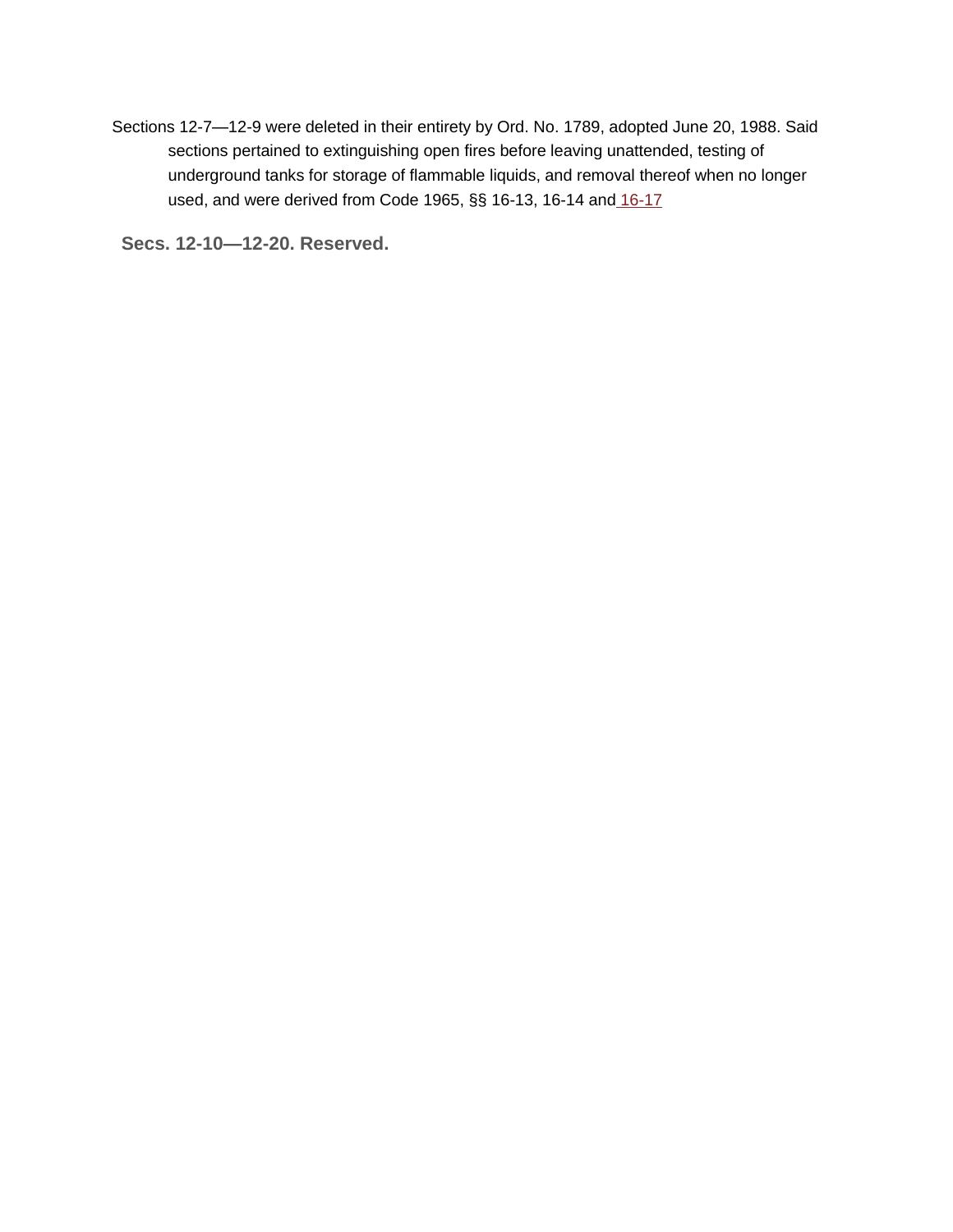Sections 12-7—12-9 were deleted in their entirety by Ord. No. 1789, adopted June 20, 1988. Said sections pertained to extinguishing open fires before leaving unattended, testing of underground tanks for storage of flammable liquids, and removal thereof when no longer used, and were derived from Code 1965, §§ 16-13, 16-14 and 16-17

**Secs. 12-10—12-20. Reserved.**